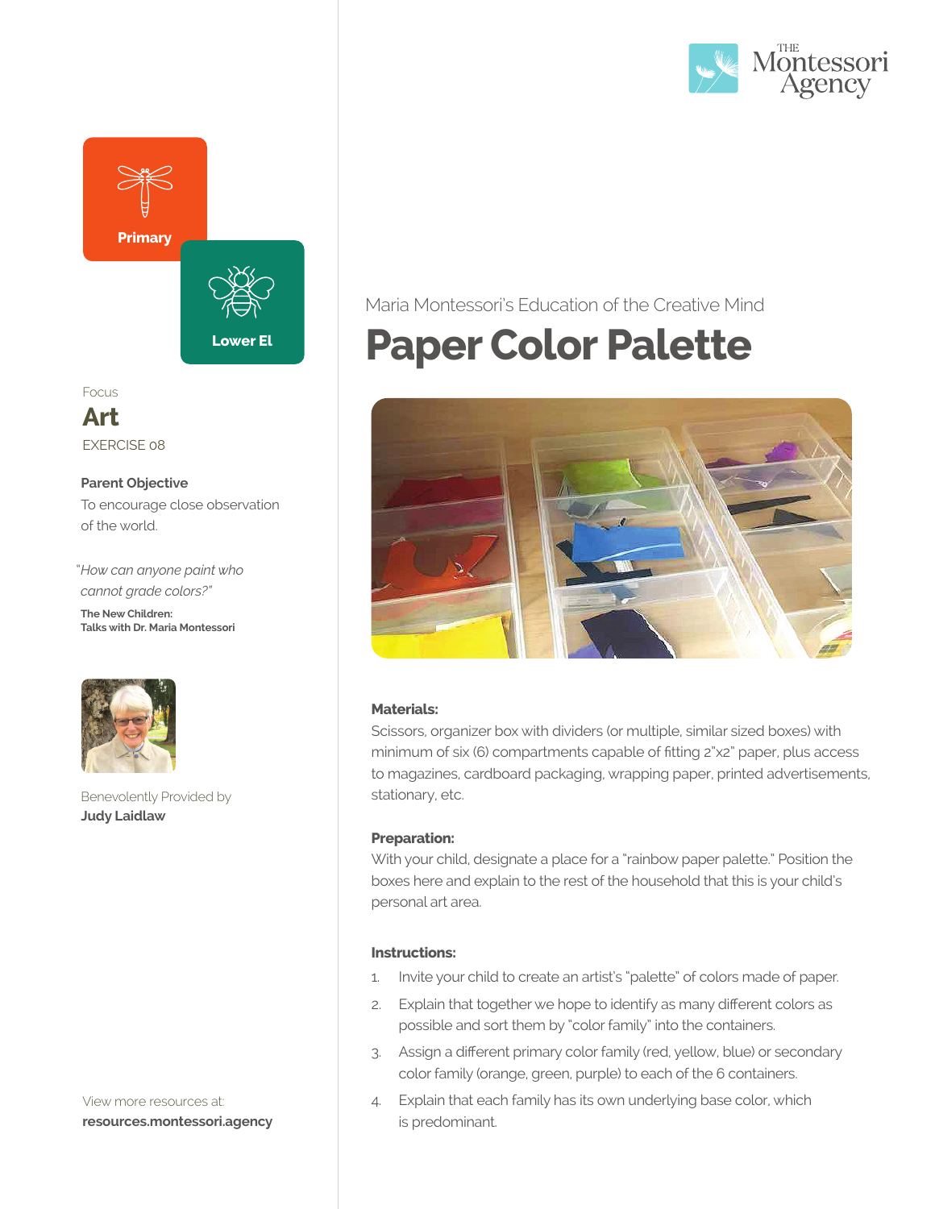Primary

Lower El

Focus

**Art**

EXERCISE 08

**Parent Objective**

To encourage close observation of the world.

*"How can anyone paint who cannot grade colors?"*

**The New Children: Talks with Dr. Maria Montessori**

Benevolently Provided by

**Judy Laidlaw**

View more resources at:

**resources.montessori.agency**

Maria Montessori's Education of the Creative Mind

# Paper Color Palette

**Materials:**

Scissors, organizer box with dividers (or multiple, similar sized boxes) with minimum of six (6) compartments capable of fitting 2"x2" paper, plus access to magazines, cardboard packaging, wrapping paper, printed advertisements, stationary, etc.

**Preparation:**

With your child, designate a place for a "rainbow paper palette." Position the boxes here and explain to the rest of the household that this is your child's personal art area.

**Instructions:**

1. Invite your child to create an artist's "palette" of colors made of paper.
2. Explain that together we hope to identify as many different colors as possible and sort them by "color family" into the containers.
3. Assign a different primary color family (red, yellow, blue) or secondary color family (orange, green, purple) to each of the 6 containers.
4. Explain that each family has its own underlying base color, which is predominant.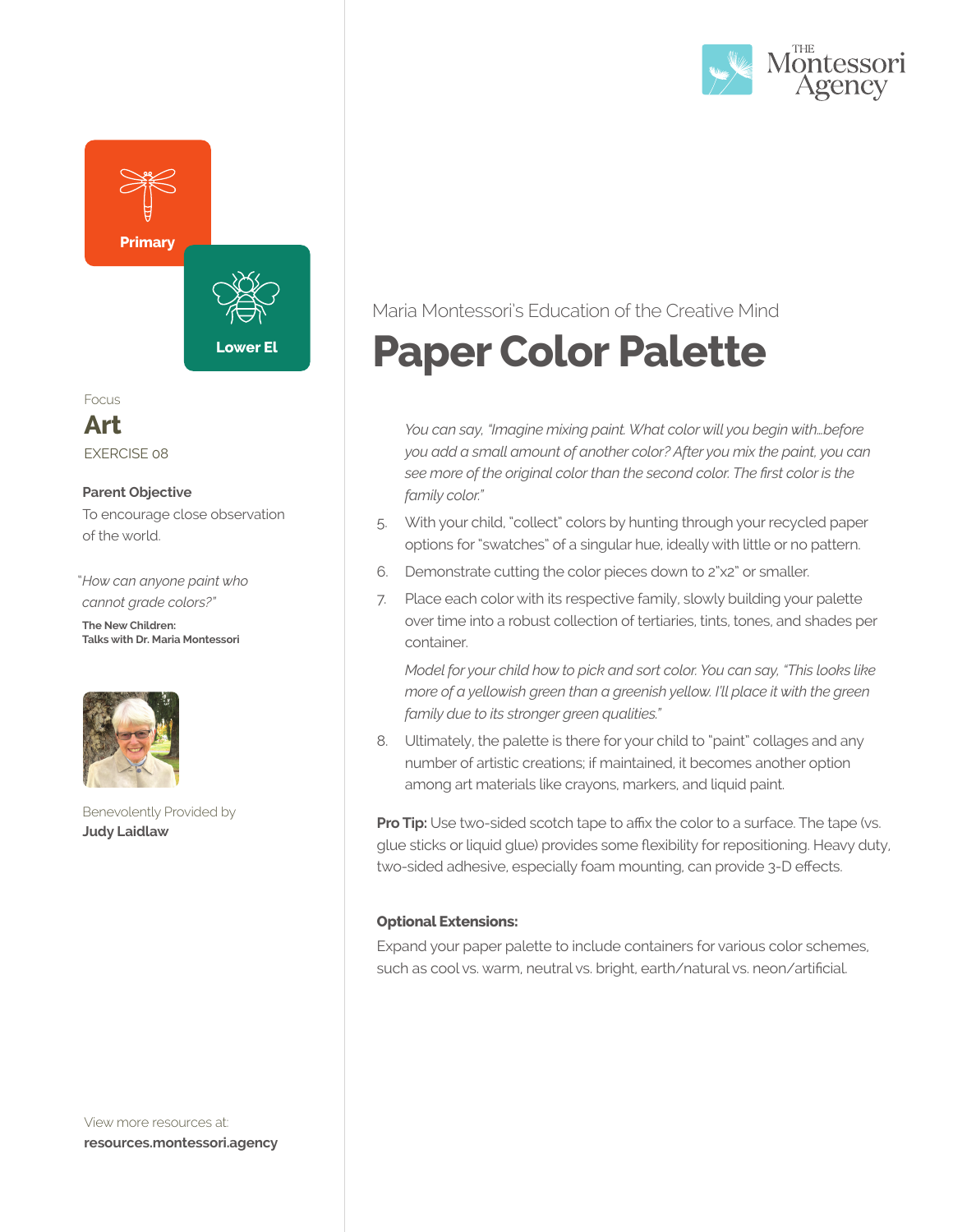Primary

Lower El

Focus

**Art**

EXERCISE 08

**Parent Objective**

To encourage close observation of the world.

*"How can anyone paint who cannot grade colors?"*

**The New Children: Talks with Dr. Maria Montessori**

Benevolently Provided by
**Judy Laidlaw**

View more resources at:
**resources.montessori.agency**

Maria Montessori's Education of the Creative Mind

# Paper Color Palette

*You can say, "Imagine mixing paint. What color will you begin with…before you add a small amount of another color? After you mix the paint, you can see more of the original color than the second color. The first color is the family color."*

5. With your child, "collect" colors by hunting through your recycled paper options for "swatches" of a singular hue, ideally with little or no pattern.
6. Demonstrate cutting the color pieces down to 2"x2" or smaller.
7. Place each color with its respective family, slowly building your palette over time into a robust collection of tertiaries, tints, tones, and shades per container.

   *Model for your child how to pick and sort color. You can say, "This looks like more of a yellowish green than a greenish yellow. I'll place it with the green family due to its stronger green qualities."*

8. Ultimately, the palette is there for your child to "paint" collages and any number of artistic creations; if maintained, it becomes another option among art materials like crayons, markers, and liquid paint.

**Pro Tip:** Use two-sided scotch tape to affix the color to a surface. The tape (vs. glue sticks or liquid glue) provides some flexibility for repositioning. Heavy duty, two-sided adhesive, especially foam mounting, can provide 3-D effects.

**Optional Extensions:**

Expand your paper palette to include containers for various color schemes, such as cool vs. warm, neutral vs. bright, earth/natural vs. neon/artificial.